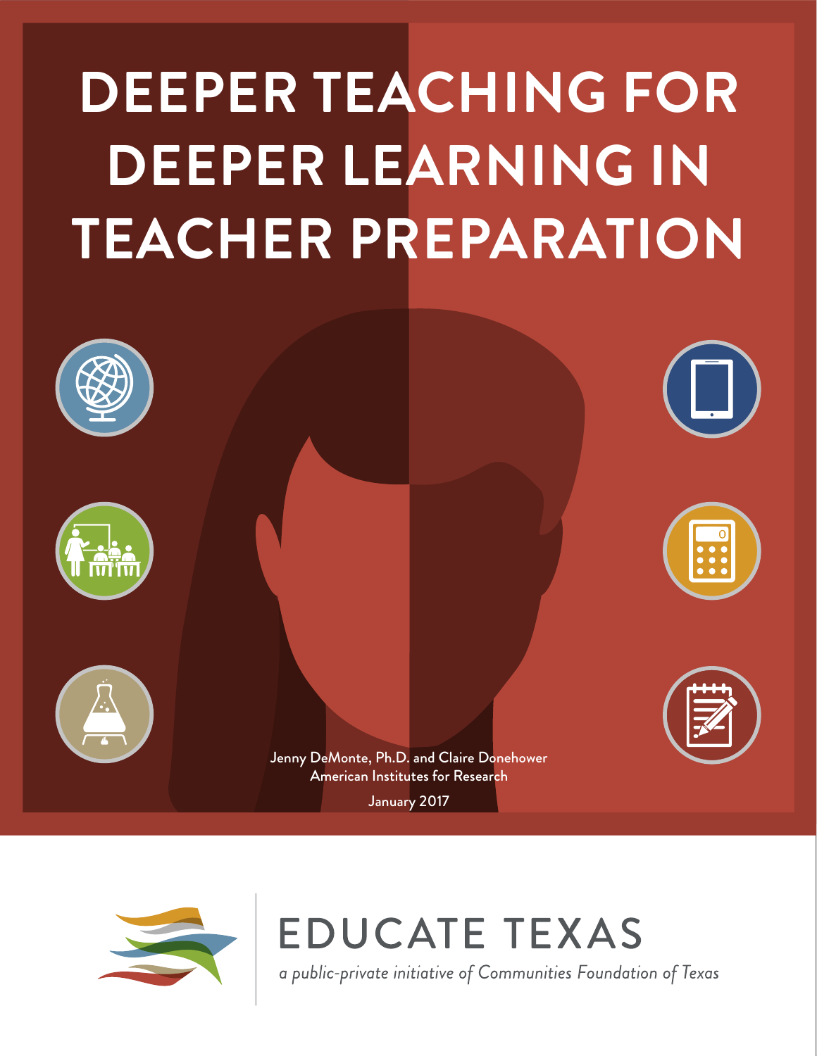# DEEPER TEACHING FOR DEEPER LEARNING IN TEACHER PREPARATION

Jenny DeMonte, Ph.D. and Claire Donehower
American Institutes for Research

January 2017

EDUCATE TEXAS

*a public-private initiative of Communities Foundation of Texas*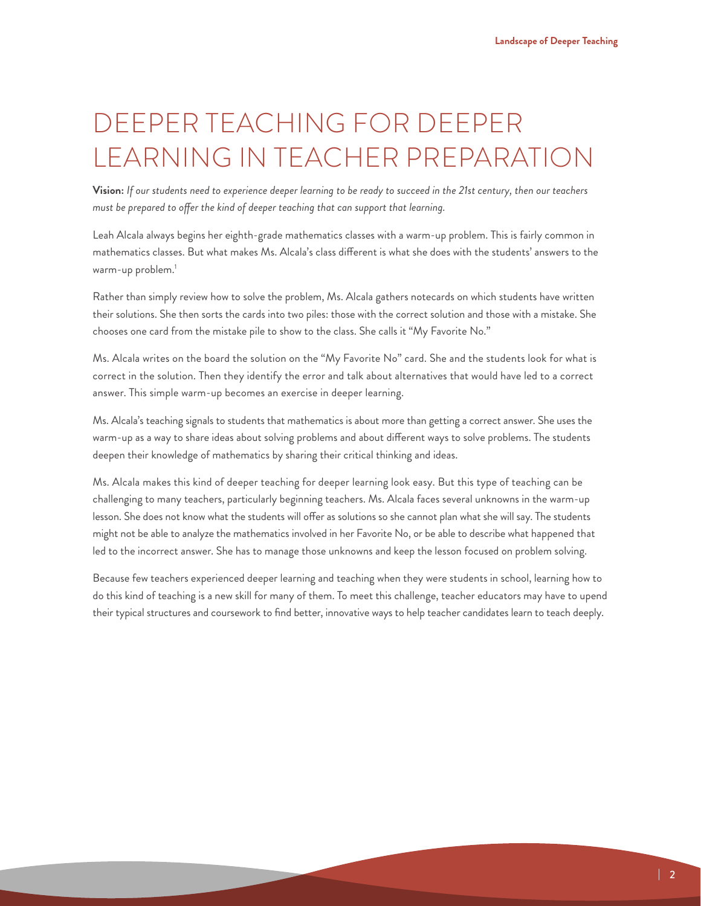# DEEPER TEACHING FOR DEEPER LEARNING IN TEACHER PREPARATION

**Vision:** *If our students need to experience deeper learning to be ready to succeed in the 21st century, then our teachers must be prepared to offer the kind of deeper teaching that can support that learning.*

Leah Alcala always begins her eighth-grade mathematics classes with a warm-up problem. This is fairly common in mathematics classes. But what makes Ms. Alcala's class different is what she does with the students' answers to the warm-up problem.[1]

Rather than simply review how to solve the problem, Ms. Alcala gathers notecards on which students have written their solutions. She then sorts the cards into two piles: those with the correct solution and those with a mistake. She chooses one card from the mistake pile to show to the class. She calls it "My Favorite No."

Ms. Alcala writes on the board the solution on the "My Favorite No" card. She and the students look for what is correct in the solution. Then they identify the error and talk about alternatives that would have led to a correct answer. This simple warm-up becomes an exercise in deeper learning.

Ms. Alcala's teaching signals to students that mathematics is about more than getting a correct answer. She uses the warm-up as a way to share ideas about solving problems and about different ways to solve problems. The students deepen their knowledge of mathematics by sharing their critical thinking and ideas.

Ms. Alcala makes this kind of deeper teaching for deeper learning look easy. But this type of teaching can be challenging to many teachers, particularly beginning teachers. Ms. Alcala faces several unknowns in the warm-up lesson. She does not know what the students will offer as solutions so she cannot plan what she will say. The students might not be able to analyze the mathematics involved in her Favorite No, or be able to describe what happened that led to the incorrect answer. She has to manage those unknowns and keep the lesson focused on problem solving.

Because few teachers experienced deeper learning and teaching when they were students in school, learning how to do this kind of teaching is a new skill for many of them. To meet this challenge, teacher educators may have to upend their typical structures and coursework to find better, innovative ways to help teacher candidates learn to teach deeply.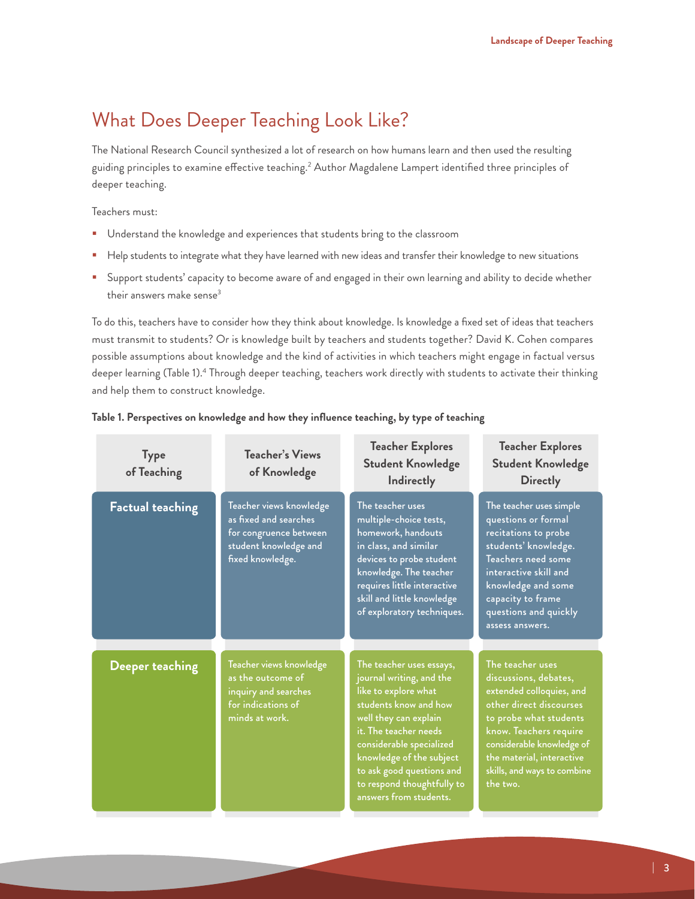## What Does Deeper Teaching Look Like?

The National Research Council synthesized a lot of research on how humans learn and then used the resulting guiding principles to examine effective teaching.[2] Author Magdalene Lampert identified three principles of deeper teaching.

Teachers must:

- Understand the knowledge and experiences that students bring to the classroom
- Help students to integrate what they have learned with new ideas and transfer their knowledge to new situations
- Support students' capacity to become aware of and engaged in their own learning and ability to decide whether their answers make sense[3]

To do this, teachers have to consider how they think about knowledge. Is knowledge a fixed set of ideas that teachers must transmit to students? Or is knowledge built by teachers and students together? David K. Cohen compares possible assumptions about knowledge and the kind of activities in which teachers might engage in factual versus deeper learning (Table 1).[4] Through deeper teaching, teachers work directly with students to activate their thinking and help them to construct knowledge.

**Table 1. Perspectives on knowledge and how they influence teaching, by type of teaching**

| Type of Teaching | Teacher's Views of Knowledge | Teacher Explores Student Knowledge Indirectly | Teacher Explores Student Knowledge Directly |
|---|---|---|---|
| **Factual teaching** | Teacher views knowledge as fixed and searches for congruence between student knowledge and fixed knowledge. | The teacher uses multiple-choice tests, homework, handouts in class, and similar devices to probe student knowledge. The teacher requires little interactive skill and little knowledge of exploratory techniques. | The teacher uses simple questions or formal recitations to probe students' knowledge. Teachers need some interactive skill and knowledge and some capacity to frame questions and quickly assess answers. |
| **Deeper teaching** | Teacher views knowledge as the outcome of inquiry and searches for indications of minds at work. | The teacher uses essays, journal writing, and the like to explore what students know and how well they can explain it. The teacher needs considerable specialized knowledge of the subject to ask good questions and to respond thoughtfully to answers from students. | The teacher uses discussions, debates, extended colloquies, and other direct discourses to probe what students know. Teachers require considerable knowledge of the material, interactive skills, and ways to combine the two. |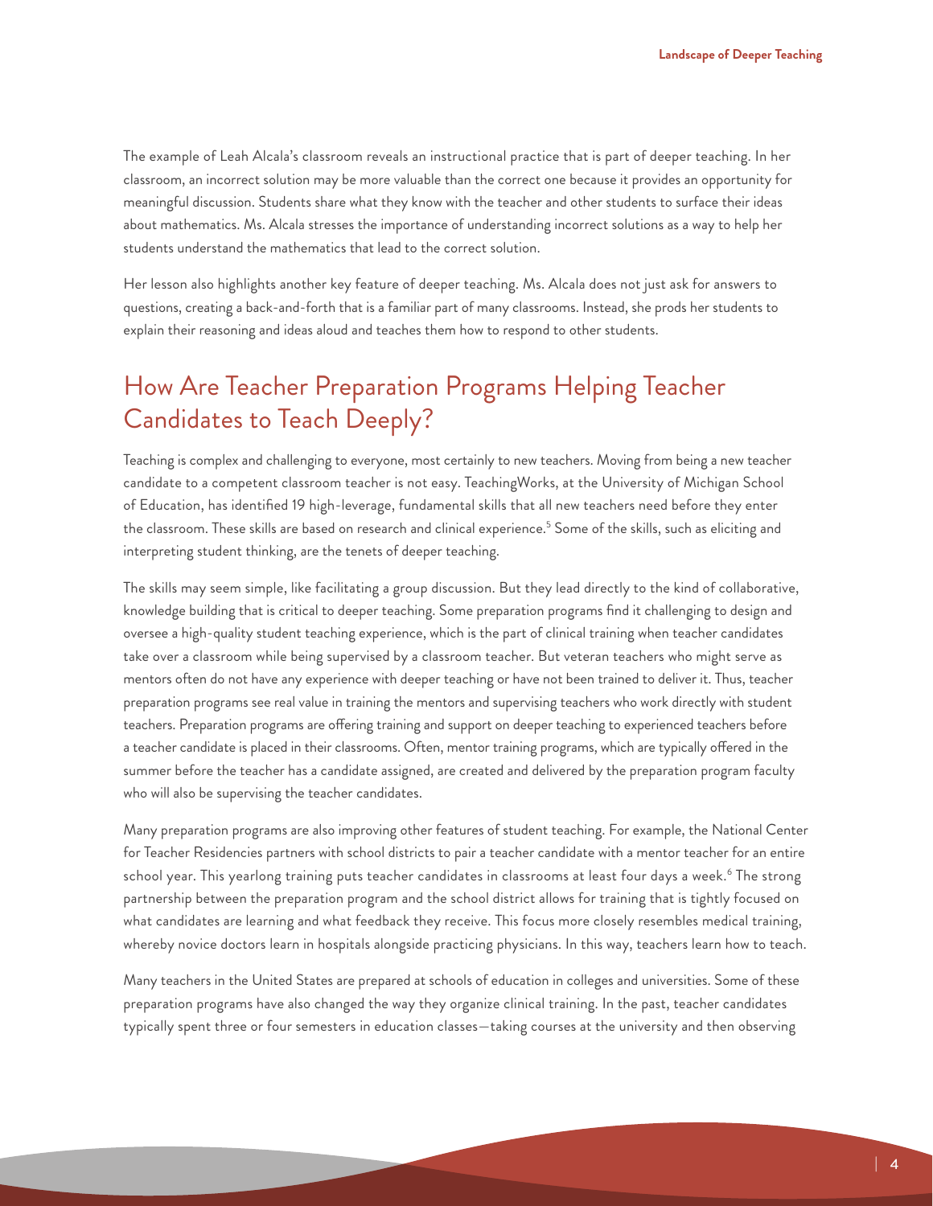The example of Leah Alcala's classroom reveals an instructional practice that is part of deeper teaching. In her classroom, an incorrect solution may be more valuable than the correct one because it provides an opportunity for meaningful discussion. Students share what they know with the teacher and other students to surface their ideas about mathematics. Ms. Alcala stresses the importance of understanding incorrect solutions as a way to help her students understand the mathematics that lead to the correct solution.

Her lesson also highlights another key feature of deeper teaching. Ms. Alcala does not just ask for answers to questions, creating a back-and-forth that is a familiar part of many classrooms. Instead, she prods her students to explain their reasoning and ideas aloud and teaches them how to respond to other students.

## How Are Teacher Preparation Programs Helping Teacher Candidates to Teach Deeply?

Teaching is complex and challenging to everyone, most certainly to new teachers. Moving from being a new teacher candidate to a competent classroom teacher is not easy. TeachingWorks, at the University of Michigan School of Education, has identified 19 high-leverage, fundamental skills that all new teachers need before they enter the classroom. These skills are based on research and clinical experience.[5] Some of the skills, such as eliciting and interpreting student thinking, are the tenets of deeper teaching.

The skills may seem simple, like facilitating a group discussion. But they lead directly to the kind of collaborative, knowledge building that is critical to deeper teaching. Some preparation programs find it challenging to design and oversee a high-quality student teaching experience, which is the part of clinical training when teacher candidates take over a classroom while being supervised by a classroom teacher. But veteran teachers who might serve as mentors often do not have any experience with deeper teaching or have not been trained to deliver it. Thus, teacher preparation programs see real value in training the mentors and supervising teachers who work directly with student teachers. Preparation programs are offering training and support on deeper teaching to experienced teachers before a teacher candidate is placed in their classrooms. Often, mentor training programs, which are typically offered in the summer before the teacher has a candidate assigned, are created and delivered by the preparation program faculty who will also be supervising the teacher candidates.

Many preparation programs are also improving other features of student teaching. For example, the National Center for Teacher Residencies partners with school districts to pair a teacher candidate with a mentor teacher for an entire school year. This yearlong training puts teacher candidates in classrooms at least four days a week.[6] The strong partnership between the preparation program and the school district allows for training that is tightly focused on what candidates are learning and what feedback they receive. This focus more closely resembles medical training, whereby novice doctors learn in hospitals alongside practicing physicians. In this way, teachers learn how to teach.

Many teachers in the United States are prepared at schools of education in colleges and universities. Some of these preparation programs have also changed the way they organize clinical training. In the past, teacher candidates typically spent three or four semesters in education classes—taking courses at the university and then observing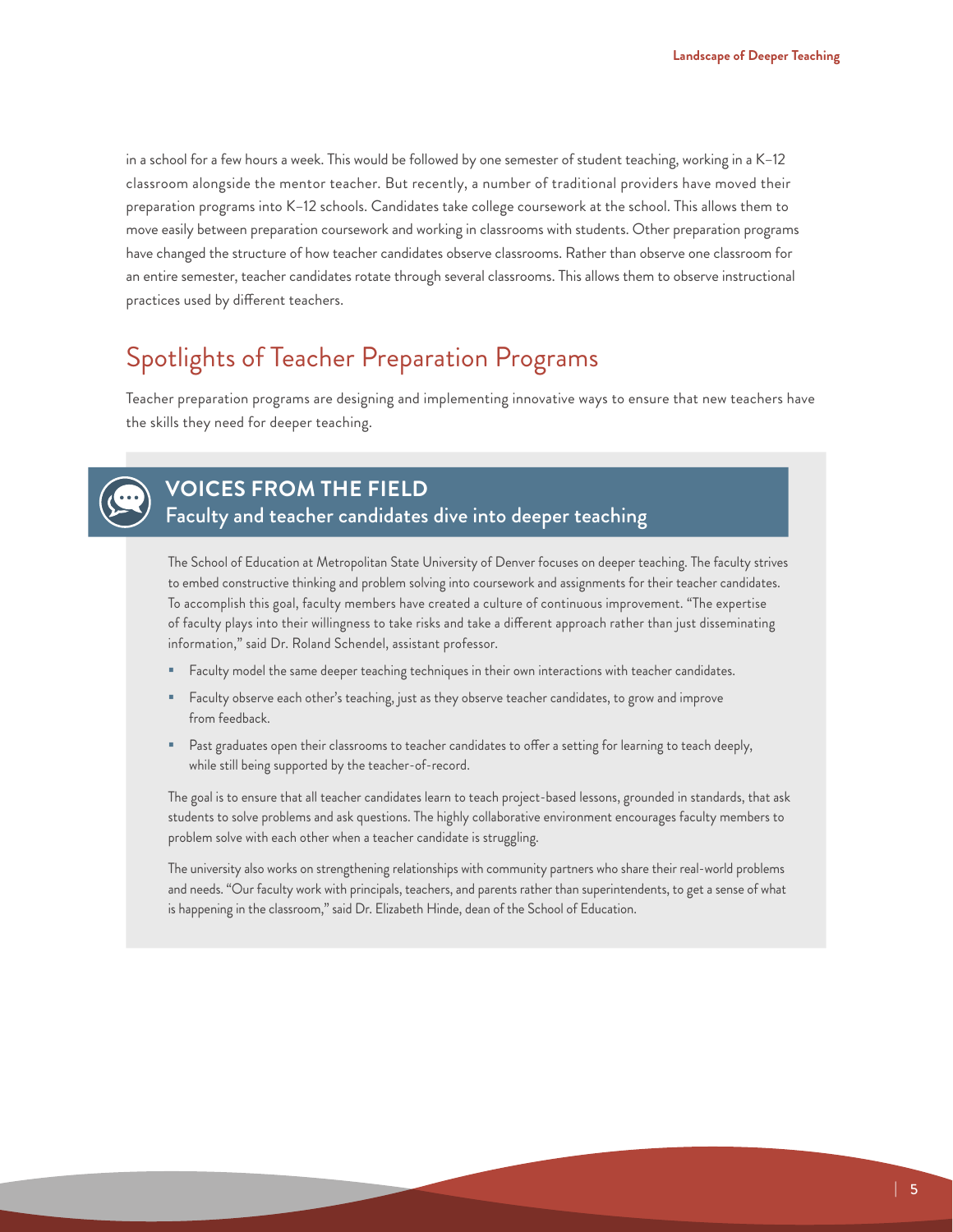in a school for a few hours a week. This would be followed by one semester of student teaching, working in a K–12 classroom alongside the mentor teacher. But recently, a number of traditional providers have moved their preparation programs into K–12 schools. Candidates take college coursework at the school. This allows them to move easily between preparation coursework and working in classrooms with students. Other preparation programs have changed the structure of how teacher candidates observe classrooms. Rather than observe one classroom for an entire semester, teacher candidates rotate through several classrooms. This allows them to observe instructional practices used by different teachers.

## Spotlights of Teacher Preparation Programs

Teacher preparation programs are designing and implementing innovative ways to ensure that new teachers have the skills they need for deeper teaching.

### VOICES FROM THE FIELD
#### Faculty and teacher candidates dive into deeper teaching

The School of Education at Metropolitan State University of Denver focuses on deeper teaching. The faculty strives to embed constructive thinking and problem solving into coursework and assignments for their teacher candidates. To accomplish this goal, faculty members have created a culture of continuous improvement. "The expertise of faculty plays into their willingness to take risks and take a different approach rather than just disseminating information," said Dr. Roland Schendel, assistant professor.

- Faculty model the same deeper teaching techniques in their own interactions with teacher candidates.
- Faculty observe each other's teaching, just as they observe teacher candidates, to grow and improve from feedback.
- Past graduates open their classrooms to teacher candidates to offer a setting for learning to teach deeply, while still being supported by the teacher-of-record.

The goal is to ensure that all teacher candidates learn to teach project-based lessons, grounded in standards, that ask students to solve problems and ask questions. The highly collaborative environment encourages faculty members to problem solve with each other when a teacher candidate is struggling.

The university also works on strengthening relationships with community partners who share their real-world problems and needs. "Our faculty work with principals, teachers, and parents rather than superintendents, to get a sense of what is happening in the classroom," said Dr. Elizabeth Hinde, dean of the School of Education.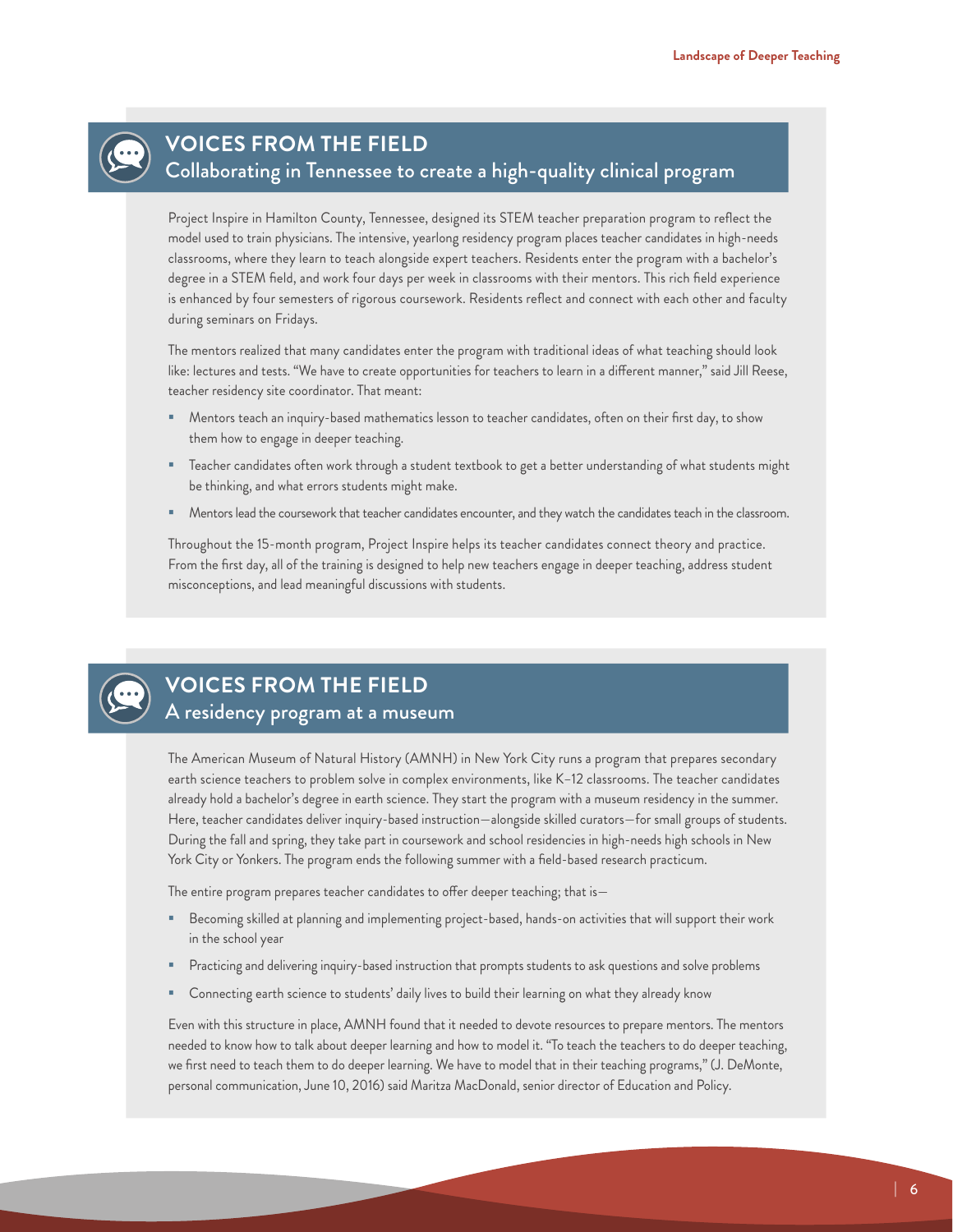## VOICES FROM THE FIELD

### Collaborating in Tennessee to create a high-quality clinical program

Project Inspire in Hamilton County, Tennessee, designed its STEM teacher preparation program to reflect the model used to train physicians. The intensive, yearlong residency program places teacher candidates in high-needs classrooms, where they learn to teach alongside expert teachers. Residents enter the program with a bachelor's degree in a STEM field, and work four days per week in classrooms with their mentors. This rich field experience is enhanced by four semesters of rigorous coursework. Residents reflect and connect with each other and faculty during seminars on Fridays.

The mentors realized that many candidates enter the program with traditional ideas of what teaching should look like: lectures and tests. "We have to create opportunities for teachers to learn in a different manner," said Jill Reese, teacher residency site coordinator. That meant:

- Mentors teach an inquiry-based mathematics lesson to teacher candidates, often on their first day, to show them how to engage in deeper teaching.
- Teacher candidates often work through a student textbook to get a better understanding of what students might be thinking, and what errors students might make.
- Mentors lead the coursework that teacher candidates encounter, and they watch the candidates teach in the classroom.

Throughout the 15-month program, Project Inspire helps its teacher candidates connect theory and practice. From the first day, all of the training is designed to help new teachers engage in deeper teaching, address student misconceptions, and lead meaningful discussions with students.

## VOICES FROM THE FIELD

### A residency program at a museum

The American Museum of Natural History (AMNH) in New York City runs a program that prepares secondary earth science teachers to problem solve in complex environments, like K–12 classrooms. The teacher candidates already hold a bachelor's degree in earth science. They start the program with a museum residency in the summer. Here, teacher candidates deliver inquiry-based instruction—alongside skilled curators—for small groups of students. During the fall and spring, they take part in coursework and school residencies in high-needs high schools in New York City or Yonkers. The program ends the following summer with a field-based research practicum.

The entire program prepares teacher candidates to offer deeper teaching; that is—

- Becoming skilled at planning and implementing project-based, hands-on activities that will support their work in the school year
- Practicing and delivering inquiry-based instruction that prompts students to ask questions and solve problems
- Connecting earth science to students' daily lives to build their learning on what they already know

Even with this structure in place, AMNH found that it needed to devote resources to prepare mentors. The mentors needed to know how to talk about deeper learning and how to model it. "To teach the teachers to do deeper teaching, we first need to teach them to do deeper learning. We have to model that in their teaching programs," (J. DeMonte, personal communication, June 10, 2016) said Maritza MacDonald, senior director of Education and Policy.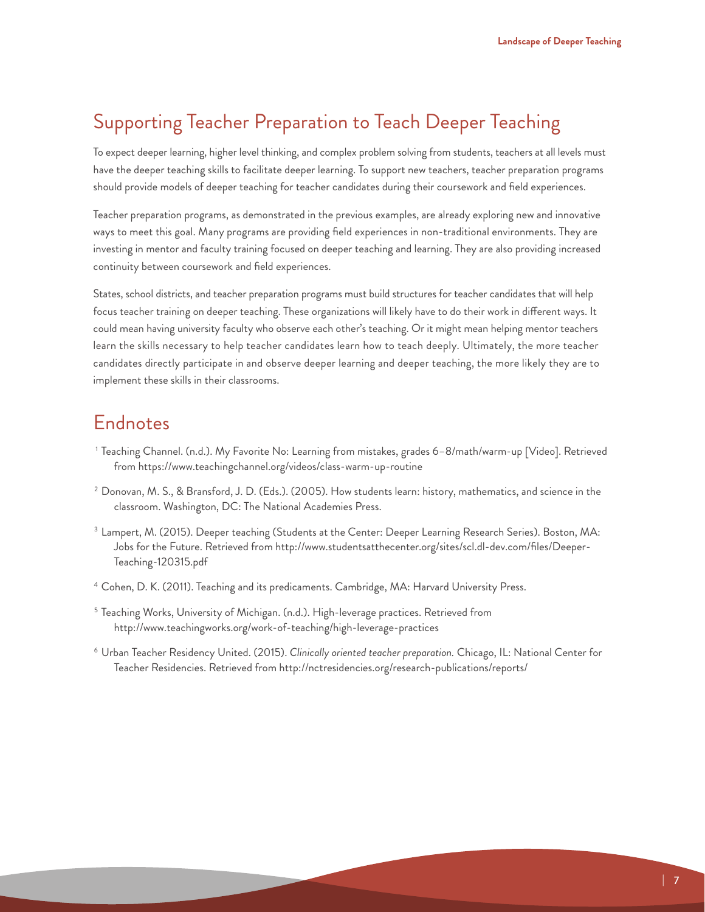## Supporting Teacher Preparation to Teach Deeper Teaching

To expect deeper learning, higher level thinking, and complex problem solving from students, teachers at all levels must have the deeper teaching skills to facilitate deeper learning. To support new teachers, teacher preparation programs should provide models of deeper teaching for teacher candidates during their coursework and field experiences.

Teacher preparation programs, as demonstrated in the previous examples, are already exploring new and innovative ways to meet this goal. Many programs are providing field experiences in non-traditional environments. They are investing in mentor and faculty training focused on deeper teaching and learning. They are also providing increased continuity between coursework and field experiences.

States, school districts, and teacher preparation programs must build structures for teacher candidates that will help focus teacher training on deeper teaching. These organizations will likely have to do their work in different ways. It could mean having university faculty who observe each other's teaching. Or it might mean helping mentor teachers learn the skills necessary to help teacher candidates learn how to teach deeply. Ultimately, the more teacher candidates directly participate in and observe deeper learning and deeper teaching, the more likely they are to implement these skills in their classrooms.

## Endnotes

[1] Teaching Channel. (n.d.). My Favorite No: Learning from mistakes, grades 6–8/math/warm-up [Video]. Retrieved from https://www.teachingchannel.org/videos/class-warm-up-routine

[2] Donovan, M. S., & Bransford, J. D. (Eds.). (2005). How students learn: history, mathematics, and science in the classroom. Washington, DC: The National Academies Press.

[3] Lampert, M. (2015). Deeper teaching (Students at the Center: Deeper Learning Research Series). Boston, MA: Jobs for the Future. Retrieved from http://www.studentsatthecenter.org/sites/scl.dl-dev.com/files/Deeper-Teaching-120315.pdf

[4] Cohen, D. K. (2011). Teaching and its predicaments. Cambridge, MA: Harvard University Press.

[5] Teaching Works, University of Michigan. (n.d.). High-leverage practices. Retrieved from http://www.teachingworks.org/work-of-teaching/high-leverage-practices

[6] Urban Teacher Residency United. (2015). *Clinically oriented teacher preparation.* Chicago, IL: National Center for Teacher Residencies. Retrieved from http://nctresidencies.org/research-publications/reports/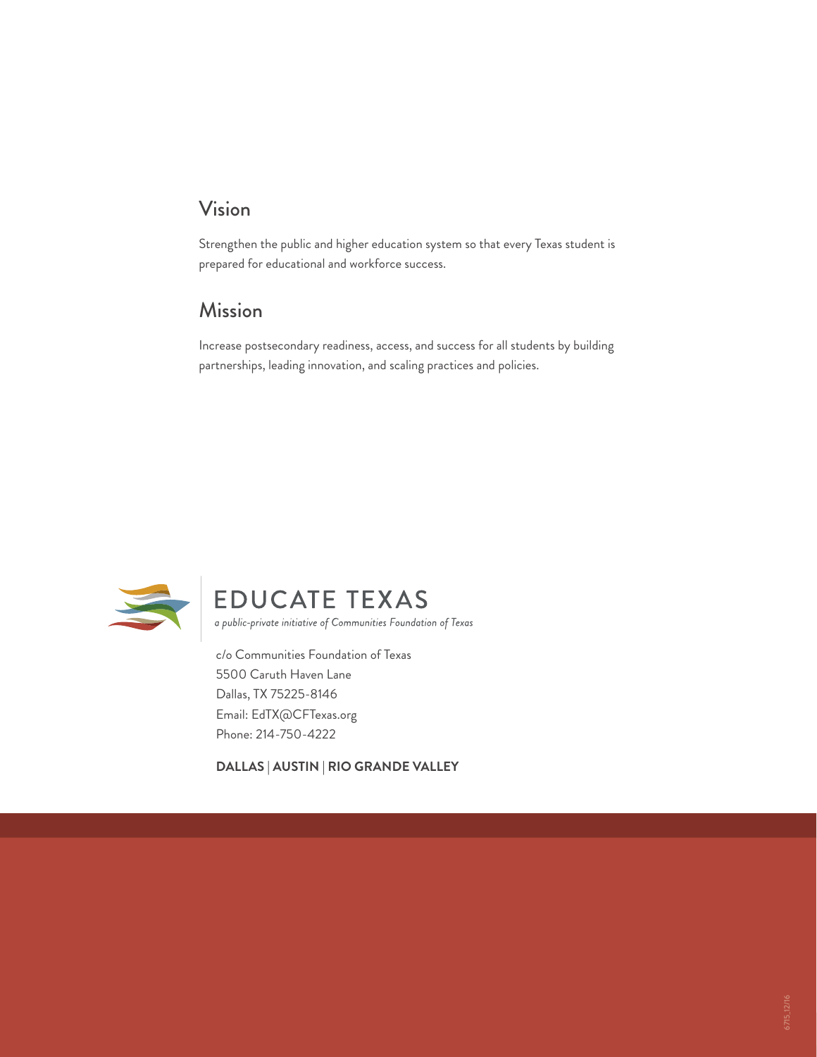## Vision

Strengthen the public and higher education system so that every Texas student is prepared for educational and workforce success.

## Mission

Increase postsecondary readiness, access, and success for all students by building partnerships, leading innovation, and scaling practices and policies.

EDUCATE TEXAS

*a public-private initiative of Communities Foundation of Texas*

c/o Communities Foundation of Texas
5500 Caruth Haven Lane
Dallas, TX 75225-8146
Email: EdTX@CFTexas.org
Phone: 214-750-4222

**DALLAS** | **AUSTIN** | **RIO GRANDE VALLEY**

6715_12/16